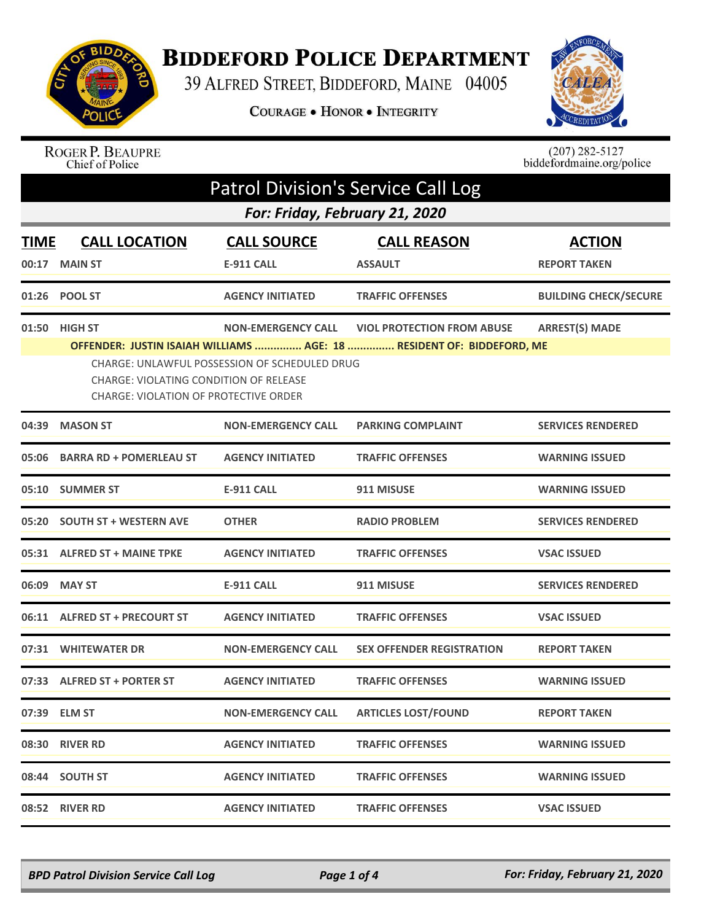# Biddeford Police Department

39 Alfred Street, Biddeford, Maine 04005

**Courage • Honor • Integrity**

Roger P. Beaupre
Chief of Police

(207) 282-5127
biddefordmaine.org/police

## Patrol Division's Service Call Log

### For: Friday, February 21, 2020

| TIME | CALL LOCATION | CALL SOURCE | CALL REASON | ACTION |
|---|---|---|---|---|
| 00:17 | MAIN ST | E-911 CALL | ASSAULT | REPORT TAKEN |
| 01:26 | POOL ST | AGENCY INITIATED | TRAFFIC OFFENSES | BUILDING CHECK/SECURE |
| 01:50 | HIGH ST | NON-EMERGENCY CALL | VIOL PROTECTION FROM ABUSE | ARREST(S) MADE |

**OFFENDER: JUSTIN ISAIAH WILLIAMS ............... AGE: 18 ............... RESIDENT OF: BIDDEFORD, ME**

CHARGE: UNLAWFUL POSSESSION OF SCHEDULED DRUG
CHARGE: VIOLATING CONDITION OF RELEASE
CHARGE: VIOLATION OF PROTECTIVE ORDER

| TIME | CALL LOCATION | CALL SOURCE | CALL REASON | ACTION |
|---|---|---|---|---|
| 04:39 | MASON ST | NON-EMERGENCY CALL | PARKING COMPLAINT | SERVICES RENDERED |
| 05:06 | BARRA RD + POMERLEAU ST | AGENCY INITIATED | TRAFFIC OFFENSES | WARNING ISSUED |
| 05:10 | SUMMER ST | E-911 CALL | 911 MISUSE | WARNING ISSUED |
| 05:20 | SOUTH ST + WESTERN AVE | OTHER | RADIO PROBLEM | SERVICES RENDERED |
| 05:31 | ALFRED ST + MAINE TPKE | AGENCY INITIATED | TRAFFIC OFFENSES | VSAC ISSUED |
| 06:09 | MAY ST | E-911 CALL | 911 MISUSE | SERVICES RENDERED |
| 06:11 | ALFRED ST + PRECOURT ST | AGENCY INITIATED | TRAFFIC OFFENSES | VSAC ISSUED |
| 07:31 | WHITEWATER DR | NON-EMERGENCY CALL | SEX OFFENDER REGISTRATION | REPORT TAKEN |
| 07:33 | ALFRED ST + PORTER ST | AGENCY INITIATED | TRAFFIC OFFENSES | WARNING ISSUED |
| 07:39 | ELM ST | NON-EMERGENCY CALL | ARTICLES LOST/FOUND | REPORT TAKEN |
| 08:30 | RIVER RD | AGENCY INITIATED | TRAFFIC OFFENSES | WARNING ISSUED |
| 08:44 | SOUTH ST | AGENCY INITIATED | TRAFFIC OFFENSES | WARNING ISSUED |
| 08:52 | RIVER RD | AGENCY INITIATED | TRAFFIC OFFENSES | VSAC ISSUED |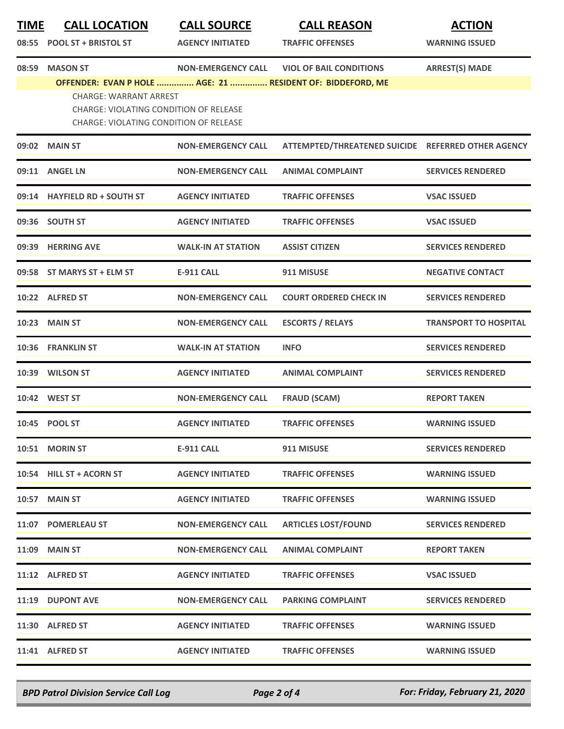| TIME | CALL LOCATION | CALL SOURCE | CALL REASON | ACTION |
|---|---|---|---|---|
| 08:55 | POOL ST + BRISTOL ST | AGENCY INITIATED | TRAFFIC OFFENSES | WARNING ISSUED |
| 08:59 | MASON ST | NON-EMERGENCY CALL | VIOL OF BAIL CONDITIONS | ARREST(S) MADE |
| | OFFENDER: EVAN P HOLE ............... AGE: 21 ............... RESIDENT OF: BIDDEFORD, ME | | | |
| | CHARGE: WARRANT ARREST<br>CHARGE: VIOLATING CONDITION OF RELEASE<br>CHARGE: VIOLATING CONDITION OF RELEASE | | | |
| 09:02 | MAIN ST | NON-EMERGENCY CALL | ATTEMPTED/THREATENED SUICIDE | REFERRED OTHER AGENCY |
| 09:11 | ANGEL LN | NON-EMERGENCY CALL | ANIMAL COMPLAINT | SERVICES RENDERED |
| 09:14 | HAYFIELD RD + SOUTH ST | AGENCY INITIATED | TRAFFIC OFFENSES | VSAC ISSUED |
| 09:36 | SOUTH ST | AGENCY INITIATED | TRAFFIC OFFENSES | VSAC ISSUED |
| 09:39 | HERRING AVE | WALK-IN AT STATION | ASSIST CITIZEN | SERVICES RENDERED |
| 09:58 | ST MARYS ST + ELM ST | E-911 CALL | 911 MISUSE | NEGATIVE CONTACT |
| 10:22 | ALFRED ST | NON-EMERGENCY CALL | COURT ORDERED CHECK IN | SERVICES RENDERED |
| 10:23 | MAIN ST | NON-EMERGENCY CALL | ESCORTS / RELAYS | TRANSPORT TO HOSPITAL |
| 10:36 | FRANKLIN ST | WALK-IN AT STATION | INFO | SERVICES RENDERED |
| 10:39 | WILSON ST | AGENCY INITIATED | ANIMAL COMPLAINT | SERVICES RENDERED |
| 10:42 | WEST ST | NON-EMERGENCY CALL | FRAUD (SCAM) | REPORT TAKEN |
| 10:45 | POOL ST | AGENCY INITIATED | TRAFFIC OFFENSES | WARNING ISSUED |
| 10:51 | MORIN ST | E-911 CALL | 911 MISUSE | SERVICES RENDERED |
| 10:54 | HILL ST + ACORN ST | AGENCY INITIATED | TRAFFIC OFFENSES | WARNING ISSUED |
| 10:57 | MAIN ST | AGENCY INITIATED | TRAFFIC OFFENSES | WARNING ISSUED |
| 11:07 | POMERLEAU ST | NON-EMERGENCY CALL | ARTICLES LOST/FOUND | SERVICES RENDERED |
| 11:09 | MAIN ST | NON-EMERGENCY CALL | ANIMAL COMPLAINT | REPORT TAKEN |
| 11:12 | ALFRED ST | AGENCY INITIATED | TRAFFIC OFFENSES | VSAC ISSUED |
| 11:19 | DUPONT AVE | NON-EMERGENCY CALL | PARKING COMPLAINT | SERVICES RENDERED |
| 11:30 | ALFRED ST | AGENCY INITIATED | TRAFFIC OFFENSES | WARNING ISSUED |
| 11:41 | ALFRED ST | AGENCY INITIATED | TRAFFIC OFFENSES | WARNING ISSUED |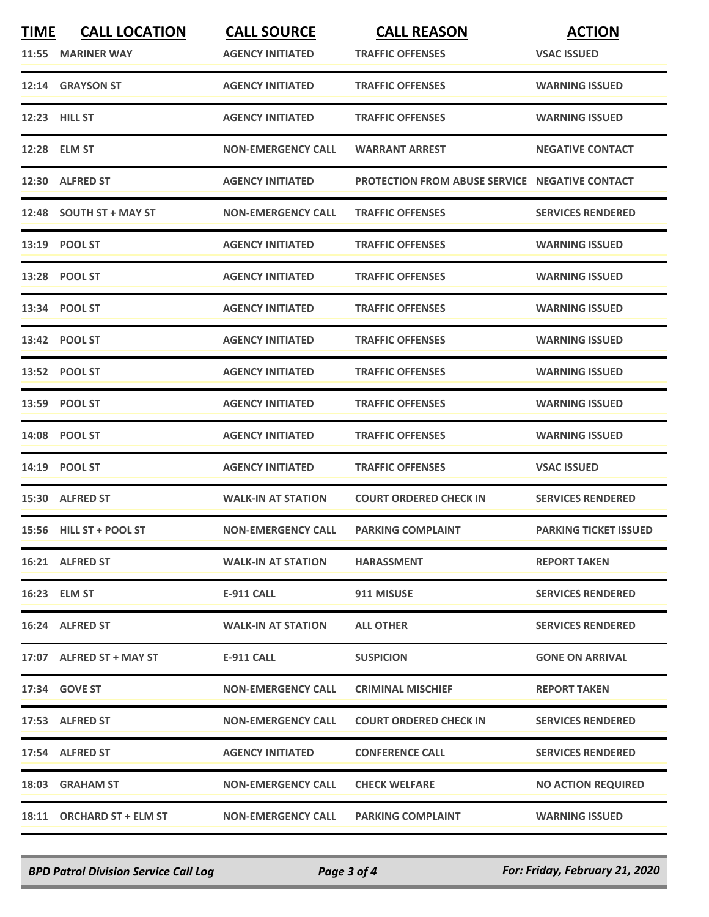| TIME | CALL LOCATION | CALL SOURCE | CALL REASON | ACTION |
| --- | --- | --- | --- | --- |
| 11:55 | MARINER WAY | AGENCY INITIATED | TRAFFIC OFFENSES | VSAC ISSUED |
| 12:14 | GRAYSON ST | AGENCY INITIATED | TRAFFIC OFFENSES | WARNING ISSUED |
| 12:23 | HILL ST | AGENCY INITIATED | TRAFFIC OFFENSES | WARNING ISSUED |
| 12:28 | ELM ST | NON-EMERGENCY CALL | WARRANT ARREST | NEGATIVE CONTACT |
| 12:30 | ALFRED ST | AGENCY INITIATED | PROTECTION FROM ABUSE SERVICE | NEGATIVE CONTACT |
| 12:48 | SOUTH ST + MAY ST | NON-EMERGENCY CALL | TRAFFIC OFFENSES | SERVICES RENDERED |
| 13:19 | POOL ST | AGENCY INITIATED | TRAFFIC OFFENSES | WARNING ISSUED |
| 13:28 | POOL ST | AGENCY INITIATED | TRAFFIC OFFENSES | WARNING ISSUED |
| 13:34 | POOL ST | AGENCY INITIATED | TRAFFIC OFFENSES | WARNING ISSUED |
| 13:42 | POOL ST | AGENCY INITIATED | TRAFFIC OFFENSES | WARNING ISSUED |
| 13:52 | POOL ST | AGENCY INITIATED | TRAFFIC OFFENSES | WARNING ISSUED |
| 13:59 | POOL ST | AGENCY INITIATED | TRAFFIC OFFENSES | WARNING ISSUED |
| 14:08 | POOL ST | AGENCY INITIATED | TRAFFIC OFFENSES | WARNING ISSUED |
| 14:19 | POOL ST | AGENCY INITIATED | TRAFFIC OFFENSES | VSAC ISSUED |
| 15:30 | ALFRED ST | WALK-IN AT STATION | COURT ORDERED CHECK IN | SERVICES RENDERED |
| 15:56 | HILL ST + POOL ST | NON-EMERGENCY CALL | PARKING COMPLAINT | PARKING TICKET ISSUED |
| 16:21 | ALFRED ST | WALK-IN AT STATION | HARASSMENT | REPORT TAKEN |
| 16:23 | ELM ST | E-911 CALL | 911 MISUSE | SERVICES RENDERED |
| 16:24 | ALFRED ST | WALK-IN AT STATION | ALL OTHER | SERVICES RENDERED |
| 17:07 | ALFRED ST + MAY ST | E-911 CALL | SUSPICION | GONE ON ARRIVAL |
| 17:34 | GOVE ST | NON-EMERGENCY CALL | CRIMINAL MISCHIEF | REPORT TAKEN |
| 17:53 | ALFRED ST | NON-EMERGENCY CALL | COURT ORDERED CHECK IN | SERVICES RENDERED |
| 17:54 | ALFRED ST | AGENCY INITIATED | CONFERENCE CALL | SERVICES RENDERED |
| 18:03 | GRAHAM ST | NON-EMERGENCY CALL | CHECK WELFARE | NO ACTION REQUIRED |
| 18:11 | ORCHARD ST + ELM ST | NON-EMERGENCY CALL | PARKING COMPLAINT | WARNING ISSUED |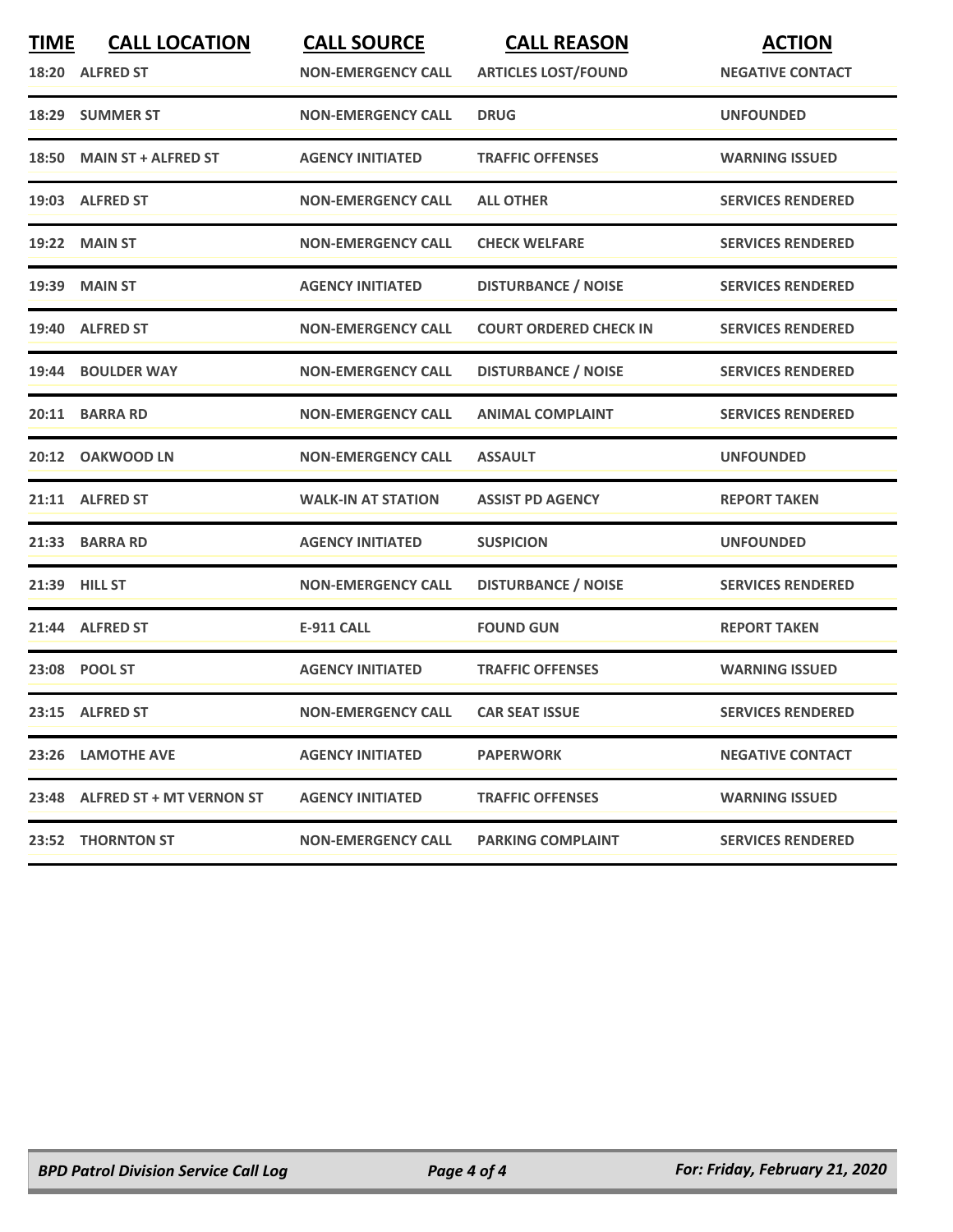| TIME | CALL LOCATION | CALL SOURCE | CALL REASON | ACTION |
|---|---|---|---|---|
| 18:20 | ALFRED ST | NON-EMERGENCY CALL | ARTICLES LOST/FOUND | NEGATIVE CONTACT |
| 18:29 | SUMMER ST | NON-EMERGENCY CALL | DRUG | UNFOUNDED |
| 18:50 | MAIN ST + ALFRED ST | AGENCY INITIATED | TRAFFIC OFFENSES | WARNING ISSUED |
| 19:03 | ALFRED ST | NON-EMERGENCY CALL | ALL OTHER | SERVICES RENDERED |
| 19:22 | MAIN ST | NON-EMERGENCY CALL | CHECK WELFARE | SERVICES RENDERED |
| 19:39 | MAIN ST | AGENCY INITIATED | DISTURBANCE / NOISE | SERVICES RENDERED |
| 19:40 | ALFRED ST | NON-EMERGENCY CALL | COURT ORDERED CHECK IN | SERVICES RENDERED |
| 19:44 | BOULDER WAY | NON-EMERGENCY CALL | DISTURBANCE / NOISE | SERVICES RENDERED |
| 20:11 | BARRA RD | NON-EMERGENCY CALL | ANIMAL COMPLAINT | SERVICES RENDERED |
| 20:12 | OAKWOOD LN | NON-EMERGENCY CALL | ASSAULT | UNFOUNDED |
| 21:11 | ALFRED ST | WALK-IN AT STATION | ASSIST PD AGENCY | REPORT TAKEN |
| 21:33 | BARRA RD | AGENCY INITIATED | SUSPICION | UNFOUNDED |
| 21:39 | HILL ST | NON-EMERGENCY CALL | DISTURBANCE / NOISE | SERVICES RENDERED |
| 21:44 | ALFRED ST | E-911 CALL | FOUND GUN | REPORT TAKEN |
| 23:08 | POOL ST | AGENCY INITIATED | TRAFFIC OFFENSES | WARNING ISSUED |
| 23:15 | ALFRED ST | NON-EMERGENCY CALL | CAR SEAT ISSUE | SERVICES RENDERED |
| 23:26 | LAMOTHE AVE | AGENCY INITIATED | PAPERWORK | NEGATIVE CONTACT |
| 23:48 | ALFRED ST + MT VERNON ST | AGENCY INITIATED | TRAFFIC OFFENSES | WARNING ISSUED |
| 23:52 | THORNTON ST | NON-EMERGENCY CALL | PARKING COMPLAINT | SERVICES RENDERED |

*BPD Patrol Division Service Call Log* *For: Friday, February 21, 2020*